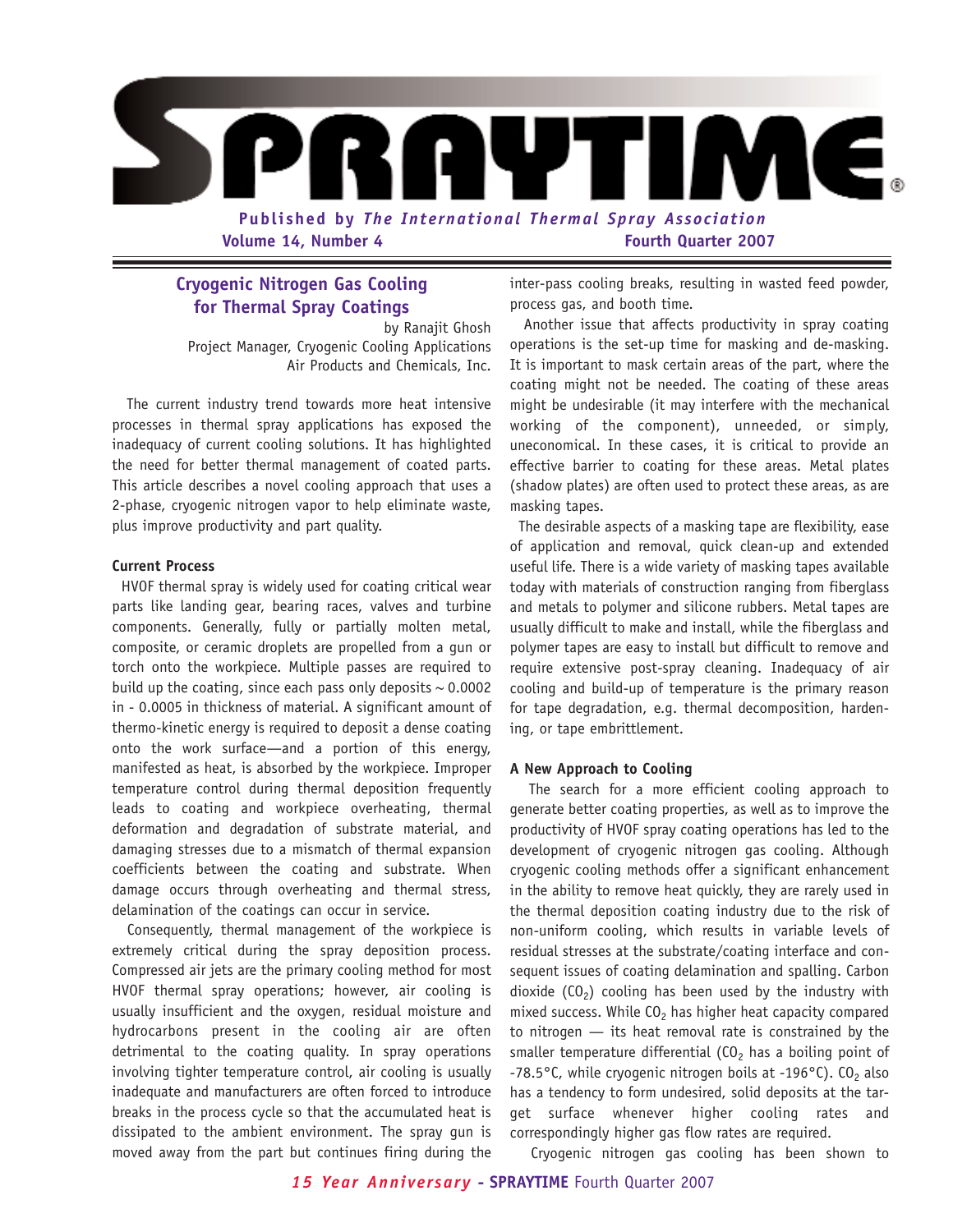# SPRAYTIME

Published by *The International Thermal Spray Association*

Volume 14, Number 4 — Fourth Quarter 2007

## Cryogenic Nitrogen Gas Cooling for Thermal Spray Coatings

by Ranajit Ghosh
Project Manager, Cryogenic Cooling Applications
Air Products and Chemicals, Inc.

The current industry trend towards more heat intensive processes in thermal spray applications has exposed the inadequacy of current cooling solutions. It has highlighted the need for better thermal management of coated parts. This article describes a novel cooling approach that uses a 2-phase, cryogenic nitrogen vapor to help eliminate waste, plus improve productivity and part quality.

### Current Process

HVOF thermal spray is widely used for coating critical wear parts like landing gear, bearing races, valves and turbine components. Generally, fully or partially molten metal, composite, or ceramic droplets are propelled from a gun or torch onto the workpiece. Multiple passes are required to build up the coating, since each pass only deposits ~ 0.0002 in - 0.0005 in thickness of material. A significant amount of thermo-kinetic energy is required to deposit a dense coating onto the work surface—and a portion of this energy, manifested as heat, is absorbed by the workpiece. Improper temperature control during thermal deposition frequently leads to coating and workpiece overheating, thermal deformation and degradation of substrate material, and damaging stresses due to a mismatch of thermal expansion coefficients between the coating and substrate. When damage occurs through overheating and thermal stress, delamination of the coatings can occur in service.

Consequently, thermal management of the workpiece is extremely critical during the spray deposition process. Compressed air jets are the primary cooling method for most HVOF thermal spray operations; however, air cooling is usually insufficient and the oxygen, residual moisture and hydrocarbons present in the cooling air are often detrimental to the coating quality. In spray operations involving tighter temperature control, air cooling is usually inadequate and manufacturers are often forced to introduce breaks in the process cycle so that the accumulated heat is dissipated to the ambient environment. The spray gun is moved away from the part but continues firing during the inter-pass cooling breaks, resulting in wasted feed powder, process gas, and booth time.

Another issue that affects productivity in spray coating operations is the set-up time for masking and de-masking. It is important to mask certain areas of the part, where the coating might not be needed. The coating of these areas might be undesirable (it may interfere with the mechanical working of the component), unneeded, or simply, uneconomical. In these cases, it is critical to provide an effective barrier to coating for these areas. Metal plates (shadow plates) are often used to protect these areas, as are masking tapes.

The desirable aspects of a masking tape are flexibility, ease of application and removal, quick clean-up and extended useful life. There is a wide variety of masking tapes available today with materials of construction ranging from fiberglass and metals to polymer and silicone rubbers. Metal tapes are usually difficult to make and install, while the fiberglass and polymer tapes are easy to install but difficult to remove and require extensive post-spray cleaning. Inadequacy of air cooling and build-up of temperature is the primary reason for tape degradation, e.g. thermal decomposition, hardening, or tape embrittlement.

### A New Approach to Cooling

The search for a more efficient cooling approach to generate better coating properties, as well as to improve the productivity of HVOF spray coating operations has led to the development of cryogenic nitrogen gas cooling. Although cryogenic cooling methods offer a significant enhancement in the ability to remove heat quickly, they are rarely used in the thermal deposition coating industry due to the risk of non-uniform cooling, which results in variable levels of residual stresses at the substrate/coating interface and consequent issues of coating delamination and spalling. Carbon dioxide ($CO_2$) cooling has been used by the industry with mixed success. While $CO_2$ has higher heat capacity compared to nitrogen — its heat removal rate is constrained by the smaller temperature differential ($CO_2$ has a boiling point of -78.5°C, while cryogenic nitrogen boils at -196°C). $CO_2$ also has a tendency to form undesired, solid deposits at the target surface whenever higher cooling rates and correspondingly higher gas flow rates are required.

Cryogenic nitrogen gas cooling has been shown to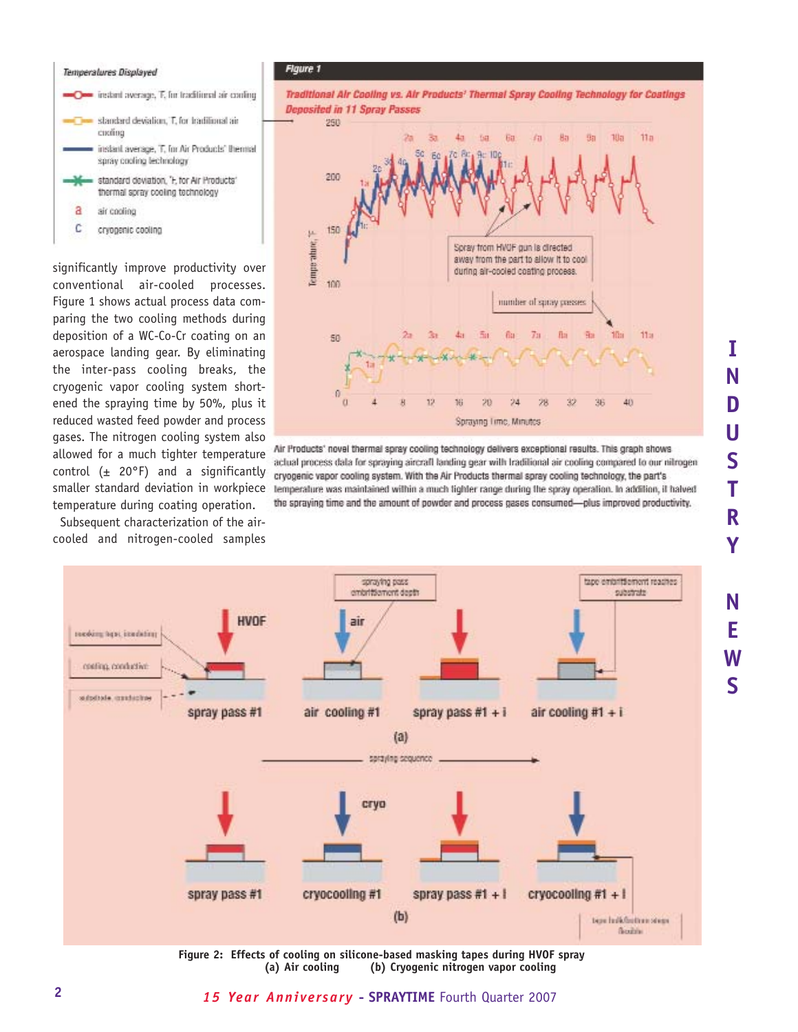significantly improve productivity over conventional air-cooled processes. Figure 1 shows actual process data comparing the two cooling methods during deposition of a WC-Co-Cr coating on an aerospace landing gear. By eliminating the inter-pass cooling breaks, the cryogenic vapor cooling system shortened the spraying time by 50%, plus it reduced wasted feed powder and process gases. The nitrogen cooling system also allowed for a much tighter temperature control (± 20°F) and a significantly smaller standard deviation in workpiece temperature during coating operation.

Subsequent characterization of the air-cooled and nitrogen-cooled samples

**Figure 1**

*Traditional Air Cooling vs. Air Products' Thermal Spray Cooling Technology for Coatings Deposited in 11 Spray Passes*

Air Products' novel thermal spray cooling technology delivers exceptional results. This graph shows actual process data for spraying aircraft landing gear with traditional air cooling compared to our nitrogen cryogenic vapor cooling system. With the Air Products thermal spray cooling technology, the part's temperature was maintained within a much tighter range during the spray operation. In addition, it halved the spraying time and the amount of powder and process gases consumed—plus improved productivity.

**Figure 2: Effects of cooling on silicone-based masking tapes during HVOF spray**
**(a) Air cooling (b) Cryogenic nitrogen vapor cooling**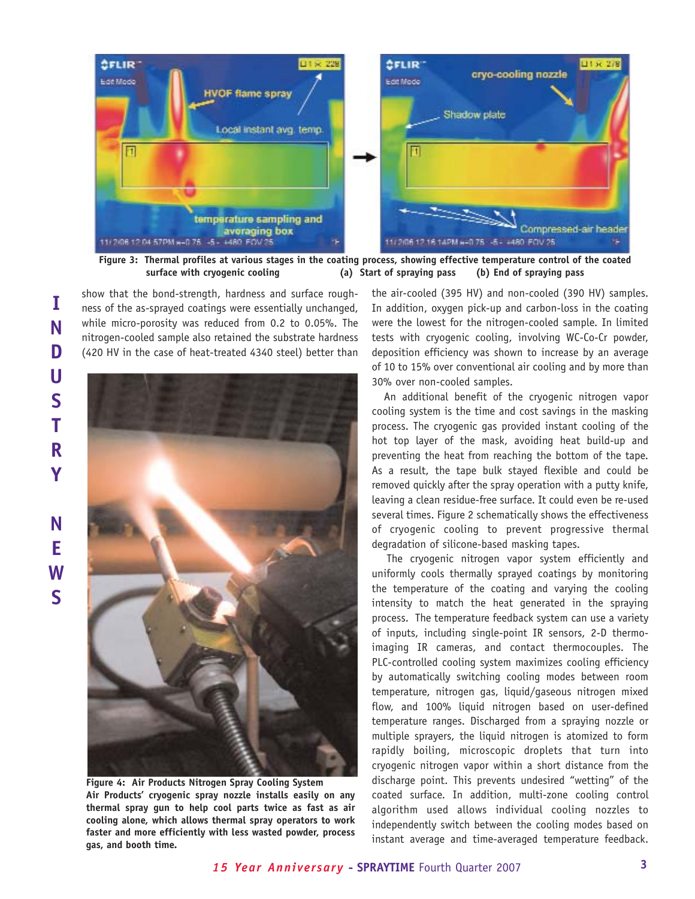**Figure 3: Thermal profiles at various stages in the coating process, showing effective temperature control of the coated surface with cryogenic cooling (a) Start of spraying pass (b) End of spraying pass**

show that the bond-strength, hardness and surface roughness of the as-sprayed coatings were essentially unchanged, while micro-porosity was reduced from 0.2 to 0.05%. The nitrogen-cooled sample also retained the substrate hardness (420 HV in the case of heat-treated 4340 steel) better than the air-cooled (395 HV) and non-cooled (390 HV) samples. In addition, oxygen pick-up and carbon-loss in the coating were the lowest for the nitrogen-cooled sample. In limited tests with cryogenic cooling, involving WC-Co-Cr powder, deposition efficiency was shown to increase by an average of 10 to 15% over conventional air cooling and by more than 30% over non-cooled samples.

An additional benefit of the cryogenic nitrogen vapor cooling system is the time and cost savings in the masking process. The cryogenic gas provided instant cooling of the hot top layer of the mask, avoiding heat build-up and preventing the heat from reaching the bottom of the tape. As a result, the tape bulk stayed flexible and could be removed quickly after the spray operation with a putty knife, leaving a clean residue-free surface. It could even be re-used several times. Figure 2 schematically shows the effectiveness of cryogenic cooling to prevent progressive thermal degradation of silicone-based masking tapes.

The cryogenic nitrogen vapor system efficiently and uniformly cools thermally sprayed coatings by monitoring the temperature of the coating and varying the cooling intensity to match the heat generated in the spraying process. The temperature feedback system can use a variety of inputs, including single-point IR sensors, 2-D thermo-imaging IR cameras, and contact thermocouples. The PLC-controlled cooling system maximizes cooling efficiency by automatically switching cooling modes between room temperature, nitrogen gas, liquid/gaseous nitrogen mixed flow, and 100% liquid nitrogen based on user-defined temperature ranges. Discharged from a spraying nozzle or multiple sprayers, the liquid nitrogen is atomized to form rapidly boiling, microscopic droplets that turn into cryogenic nitrogen vapor within a short distance from the discharge point. This prevents undesired "wetting" of the coated surface. In addition, multi-zone cooling control algorithm used allows individual cooling nozzles to independently switch between the cooling modes based on instant average and time-averaged temperature feedback.

**Figure 4: Air Products Nitrogen Spray Cooling System**
**Air Products' cryogenic spray nozzle installs easily on any thermal spray gun to help cool parts twice as fast as air cooling alone, which allows thermal spray operators to work faster and more efficiently with less wasted powder, process gas, and booth time.**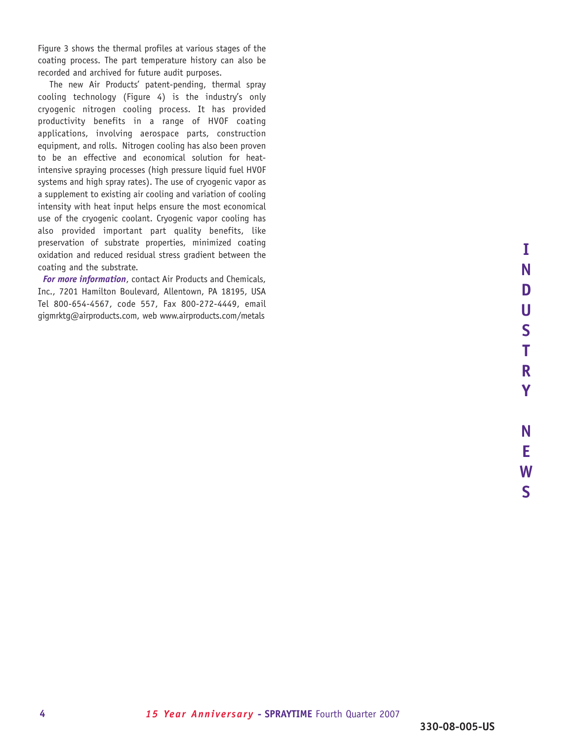Figure 3 shows the thermal profiles at various stages of the coating process. The part temperature history can also be recorded and archived for future audit purposes.

The new Air Products' patent-pending, thermal spray cooling technology (Figure 4) is the industry's only cryogenic nitrogen cooling process. It has provided productivity benefits in a range of HVOF coating applications, involving aerospace parts, construction equipment, and rolls. Nitrogen cooling has also been proven to be an effective and economical solution for heat-intensive spraying processes (high pressure liquid fuel HVOF systems and high spray rates). The use of cryogenic vapor as a supplement to existing air cooling and variation of cooling intensity with heat input helps ensure the most economical use of the cryogenic coolant. Cryogenic vapor cooling has also provided important part quality benefits, like preservation of substrate properties, minimized coating oxidation and reduced residual stress gradient between the coating and the substrate.

***For more information***, contact Air Products and Chemicals, Inc., 7201 Hamilton Boulevard, Allentown, PA 18195, USA Tel 800-654-4567, code 557, Fax 800-272-4449, email gigmrktg@airproducts.com, web www.airproducts.com/metals

**INDUSTRY NEWS**

330-08-005-US